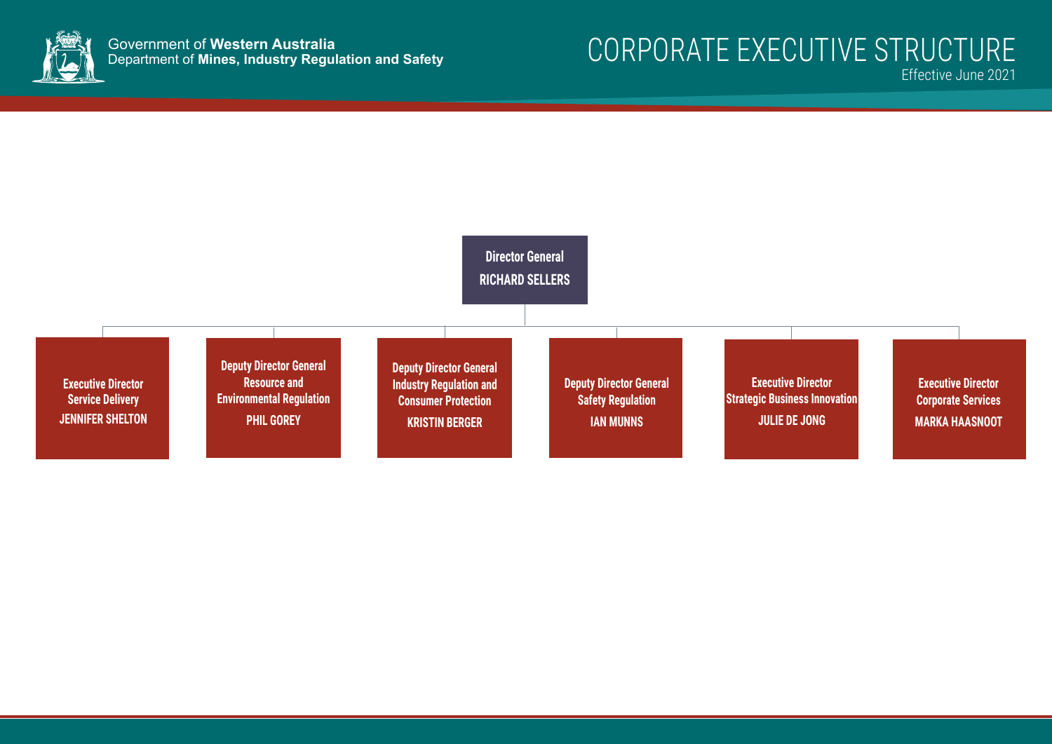Government of **Western Australia**
Department of **Mines, Industry Regulation and Safety**

# CORPORATE EXECUTIVE STRUCTURE

Effective June 2021

**Director General**
**RICHARD SELLERS**

- **Executive Director Service Delivery**
  **JENNIFER SHELTON**
- **Deputy Director General Resource and Environmental Regulation**
  **PHIL GOREY**
- **Deputy Director General Industry Regulation and Consumer Protection**
  **KRISTIN BERGER**
- **Deputy Director General Safety Regulation**
  **IAN MUNNS**
- **Executive Director Strategic Business Innovation**
  **JULIE DE JONG**
- **Executive Director Corporate Services**
  **MARKA HAASNOOT**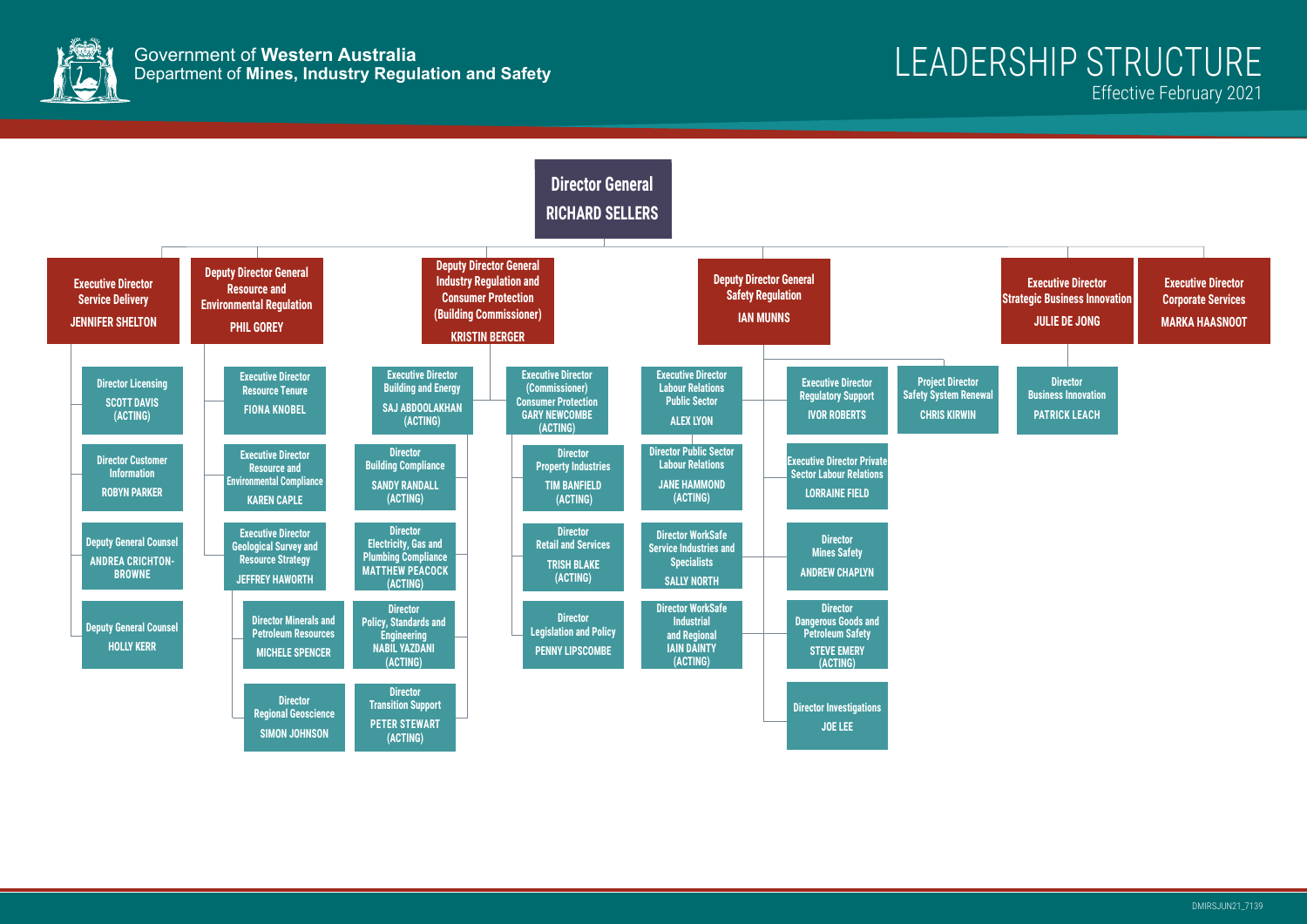Government of **Western Australia**
Department of **Mines, Industry Regulation and Safety**

# LEADERSHIP STRUCTURE

Effective February 2021

## Director General
**RICHARD SELLERS**

### Executive Director Service Delivery
**JENNIFER SHELTON**

- Director Licensing — SCOTT DAVIS (ACTING)
- Director Customer Information — ROBYN PARKER
- Deputy General Counsel — ANDREA CRICHTON-BROWNE
- Deputy General Counsel — HOLLY KERR

### Deputy Director General Resource and Environmental Regulation
**PHIL GOREY**

- Executive Director Resource Tenure — FIONA KNOBEL
- Executive Director Resource and Environmental Compliance — KAREN CAPLE
- Executive Director Geological Survey and Resource Strategy — JEFFREY HAWORTH
  - Director Minerals and Petroleum Resources — MICHELE SPENCER
  - Director Regional Geoscience — SIMON JOHNSON

### Deputy Director General Industry Regulation and Consumer Protection (Building Commissioner)
**KRISTIN BERGER**

- Executive Director Building and Energy — SAJ ABDOOLAKHAN (ACTING)
  - Director Building Compliance — SANDY RANDALL (ACTING)
  - Director Electricity, Gas and Plumbing Compliance — MATTHEW PEACOCK (ACTING)
  - Director Policy, Standards and Engineering — NABIL YAZDANI (ACTING)
  - Director Transition Support — PETER STEWART (ACTING)
- Executive Director (Commissioner) Consumer Protection — GARY NEWCOMBE (ACTING)
  - Director Property Industries — TIM BANFIELD (ACTING)
  - Director Retail and Services — TRISH BLAKE (ACTING)
  - Director Legislation and Policy — PENNY LIPSCOMBE
- Executive Director Labour Relations Public Sector — ALEX LYON
  - Director Public Sector Labour Relations — JANE HAMMOND (ACTING)
  - Director WorkSafe Service Industries and Specialists — SALLY NORTH
  - Director WorkSafe Industrial and Regional — IAIN DAINTY (ACTING)

### Deputy Director General Safety Regulation
**IAN MUNNS**

- Executive Director Regulatory Support — IVOR ROBERTS
- Project Director Safety System Renewal — CHRIS KIRWIN
- Executive Director Private Sector Labour Relations — LORRAINE FIELD
- Director Mines Safety — ANDREW CHAPLYN
- Director Dangerous Goods and Petroleum Safety — STEVE EMERY (ACTING)
- Director Investigations — JOE LEE

### Executive Director Strategic Business Innovation
**JULIE DE JONG**

- Director Business Innovation — PATRICK LEACH

### Executive Director Corporate Services
**MARKA HAASNOOT**

DMIRSJUN21_7139